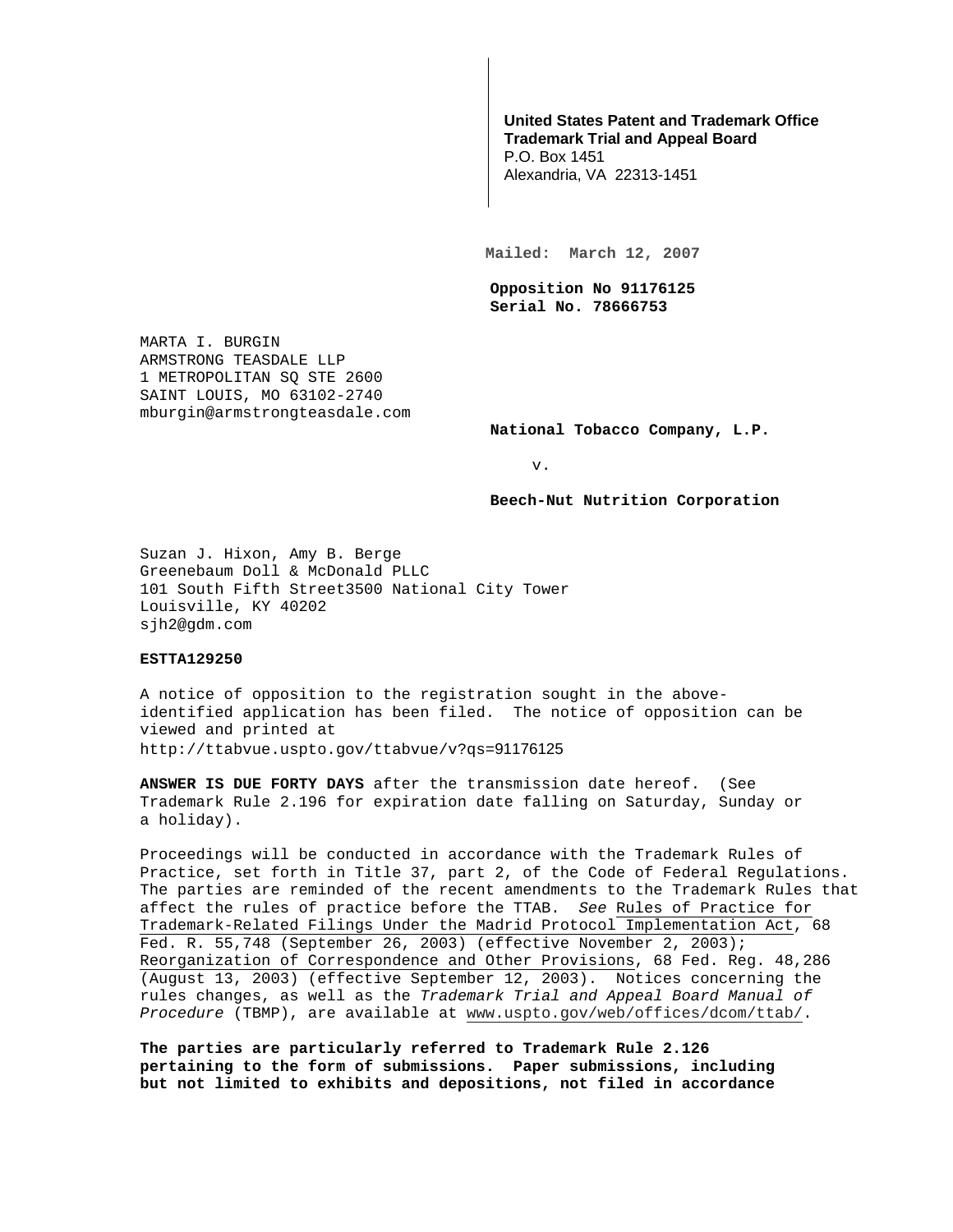**United States Patent and Trademark Office**
**Trademark Trial and Appeal Board**
P.O. Box 1451
Alexandria, VA 22313-1451

**Mailed: March 12, 2007**

**Opposition No 91176125**
**Serial No. 78666753**

MARTA I. BURGIN
ARMSTRONG TEASDALE LLP
1 METROPOLITAN SQ STE 2600
SAINT LOUIS, MO 63102-2740
mburgin@armstrongteasdale.com

**National Tobacco Company, L.P.**

v.

**Beech-Nut Nutrition Corporation**

Suzan J. Hixon, Amy B. Berge
Greenebaum Doll & McDonald PLLC
101 South Fifth Street3500 National City Tower
Louisville, KY 40202
sjh2@gdm.com

**ESTTA129250**

A notice of opposition to the registration sought in the above-identified application has been filed. The notice of opposition can be viewed and printed at http://ttabvue.uspto.gov/ttabvue/v?qs=91176125

**ANSWER IS DUE FORTY DAYS** after the transmission date hereof. (See Trademark Rule 2.196 for expiration date falling on Saturday, Sunday or a holiday).

Proceedings will be conducted in accordance with the Trademark Rules of Practice, set forth in Title 37, part 2, of the Code of Federal Regulations. The parties are reminded of the recent amendments to the Trademark Rules that affect the rules of practice before the TTAB. *See* Rules of Practice for Trademark-Related Filings Under the Madrid Protocol Implementation Act, 68 Fed. R. 55,748 (September 26, 2003) (effective November 2, 2003); Reorganization of Correspondence and Other Provisions, 68 Fed. Reg. 48,286 (August 13, 2003) (effective September 12, 2003). Notices concerning the rules changes, as well as the *Trademark Trial and Appeal Board Manual of Procedure* (TBMP), are available at www.uspto.gov/web/offices/dcom/ttab/.

**The parties are particularly referred to Trademark Rule 2.126 pertaining to the form of submissions. Paper submissions, including but not limited to exhibits and depositions, not filed in accordance**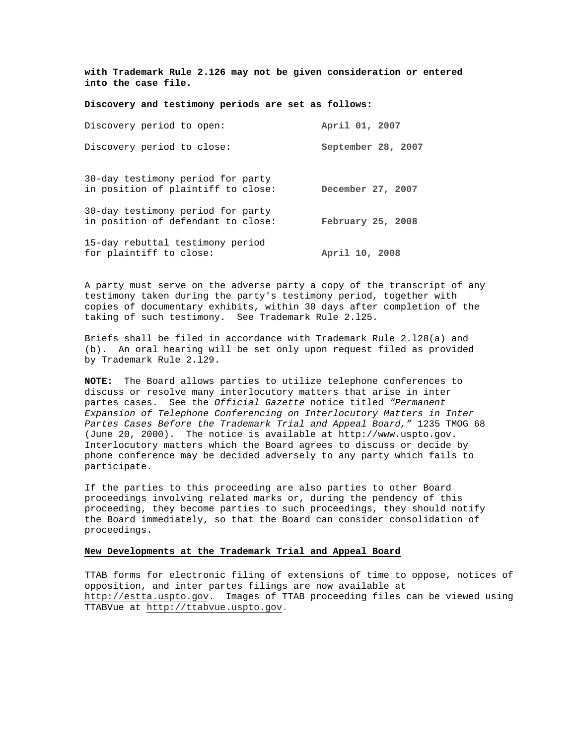**with Trademark Rule 2.126 may not be given consideration or entered into the case file.**

**Discovery and testimony periods are set as follows:**

| | |
|---|---|
| Discovery period to open: | **April 01, 2007** |
| Discovery period to close: | **September 28, 2007** |
| 30-day testimony period for party in position of plaintiff to close: | **December 27, 2007** |
| 30-day testimony period for party in position of defendant to close: | **February 25, 2008** |
| 15-day rebuttal testimony period for plaintiff to close: | **April 10, 2008** |

A party must serve on the adverse party a copy of the transcript of any testimony taken during the party's testimony period, together with copies of documentary exhibits, within 30 days after completion of the taking of such testimony. See Trademark Rule 2.l25.

Briefs shall be filed in accordance with Trademark Rule 2.l28(a) and (b). An oral hearing will be set only upon request filed as provided by Trademark Rule 2.l29.

**NOTE:** The Board allows parties to utilize telephone conferences to discuss or resolve many interlocutory matters that arise in inter partes cases. See the *Official Gazette* notice titled *"Permanent Expansion of Telephone Conferencing on Interlocutory Matters in Inter Partes Cases Before the Trademark Trial and Appeal Board,"* 1235 TMOG 68 (June 20, 2000). The notice is available at http://www.uspto.gov. Interlocutory matters which the Board agrees to discuss or decide by phone conference may be decided adversely to any party which fails to participate.

If the parties to this proceeding are also parties to other Board proceedings involving related marks or, during the pendency of this proceeding, they become parties to such proceedings, they should notify the Board immediately, so that the Board can consider consolidation of proceedings.

**New Developments at the Trademark Trial and Appeal Board**

TTAB forms for electronic filing of extensions of time to oppose, notices of opposition, and inter partes filings are now available at http://estta.uspto.gov. Images of TTAB proceeding files can be viewed using TTABVue at http://ttabvue.uspto.gov.